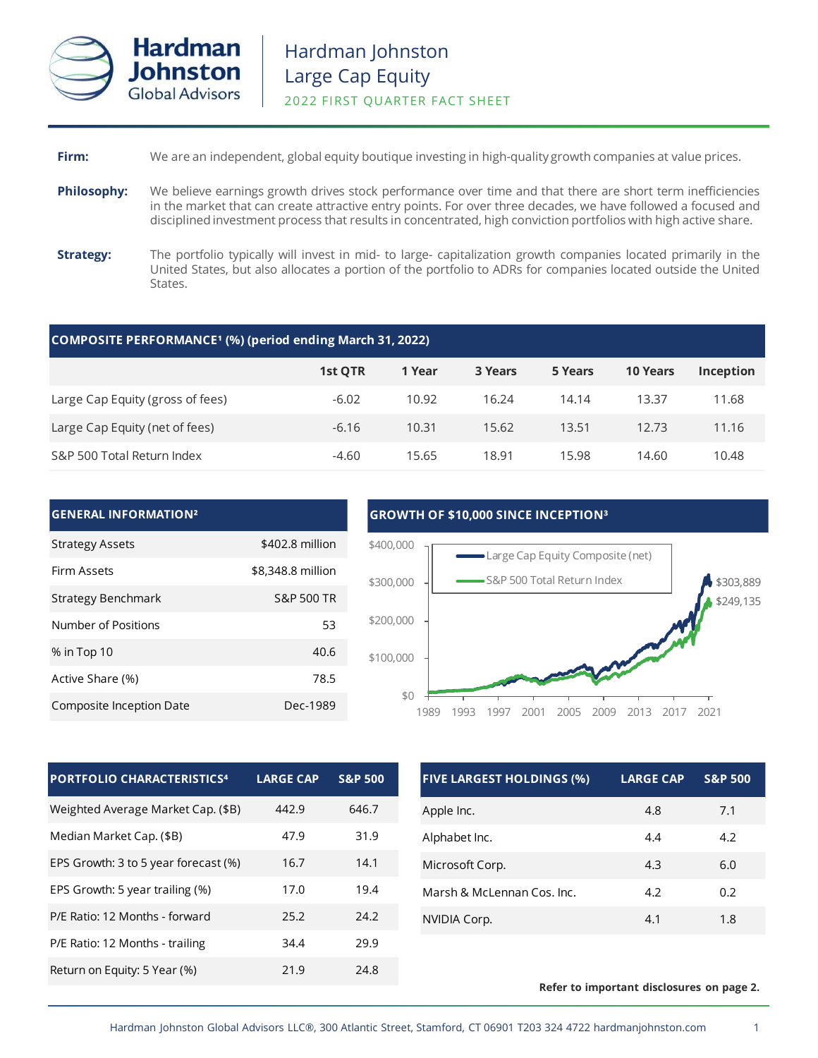# Hardman Johnston Global Advisors

## Hardman Johnston Large Cap Equity

### 2022 FIRST QUARTER FACT SHEET

**Firm:** We are an independent, global equity boutique investing in high-quality growth companies at value prices.

**Philosophy:** We believe earnings growth drives stock performance over time and that there are short term inefficiencies in the market that can create attractive entry points. For over three decades, we have followed a focused and disciplined investment process that results in concentrated, high conviction portfolios with high active share.

**Strategy:** The portfolio typically will invest in mid- to large- capitalization growth companies located primarily in the United States, but also allocates a portion of the portfolio to ADRs for companies located outside the United States.

**COMPOSITE PERFORMANCE[1] (%) (period ending March 31, 2022)**

| | 1st QTR | 1 Year | 3 Years | 5 Years | 10 Years | Inception |
|---|---|---|---|---|---|---|
| Large Cap Equity (gross of fees) | -6.02 | 10.92 | 16.24 | 14.14 | 13.37 | 11.68 |
| Large Cap Equity (net of fees) | -6.16 | 10.31 | 15.62 | 13.51 | 12.73 | 11.16 |
| S&P 500 Total Return Index | -4.60 | 15.65 | 18.91 | 15.98 | 14.60 | 10.48 |

**GENERAL INFORMATION[2]**

| | |
|---|---|
| Strategy Assets | $402.8 million |
| Firm Assets | $8,348.8 million |
| Strategy Benchmark | S&P 500 TR |
| Number of Positions | 53 |
| % in Top 10 | 40.6 |
| Active Share (%) | 78.5 |
| Composite Inception Date | Dec-1989 |

**GROWTH OF $10,000 SINCE INCEPTION[3]**

Large Cap Equity Composite (net): $303,889
S&P 500 Total Return Index: $249,135

| PORTFOLIO CHARACTERISTICS[4] | LARGE CAP | S&P 500 |
|---|---|---|
| Weighted Average Market Cap. ($B) | 442.9 | 646.7 |
| Median Market Cap. ($B) | 47.9 | 31.9 |
| EPS Growth: 3 to 5 year forecast (%) | 16.7 | 14.1 |
| EPS Growth: 5 year trailing (%) | 17.0 | 19.4 |
| P/E Ratio: 12 Months - forward | 25.2 | 24.2 |
| P/E Ratio: 12 Months - trailing | 34.4 | 29.9 |
| Return on Equity: 5 Year (%) | 21.9 | 24.8 |

| FIVE LARGEST HOLDINGS (%) | LARGE CAP | S&P 500 |
|---|---|---|
| Apple Inc. | 4.8 | 7.1 |
| Alphabet Inc. | 4.4 | 4.2 |
| Microsoft Corp. | 4.3 | 6.0 |
| Marsh & McLennan Cos. Inc. | 4.2 | 0.2 |
| NVIDIA Corp. | 4.1 | 1.8 |

**Refer to important disclosures on page 2.**

Hardman Johnston Global Advisors LLC®, 300 Atlantic Street, Stamford, CT 06901 T203 324 4722 hardmanjohnston.com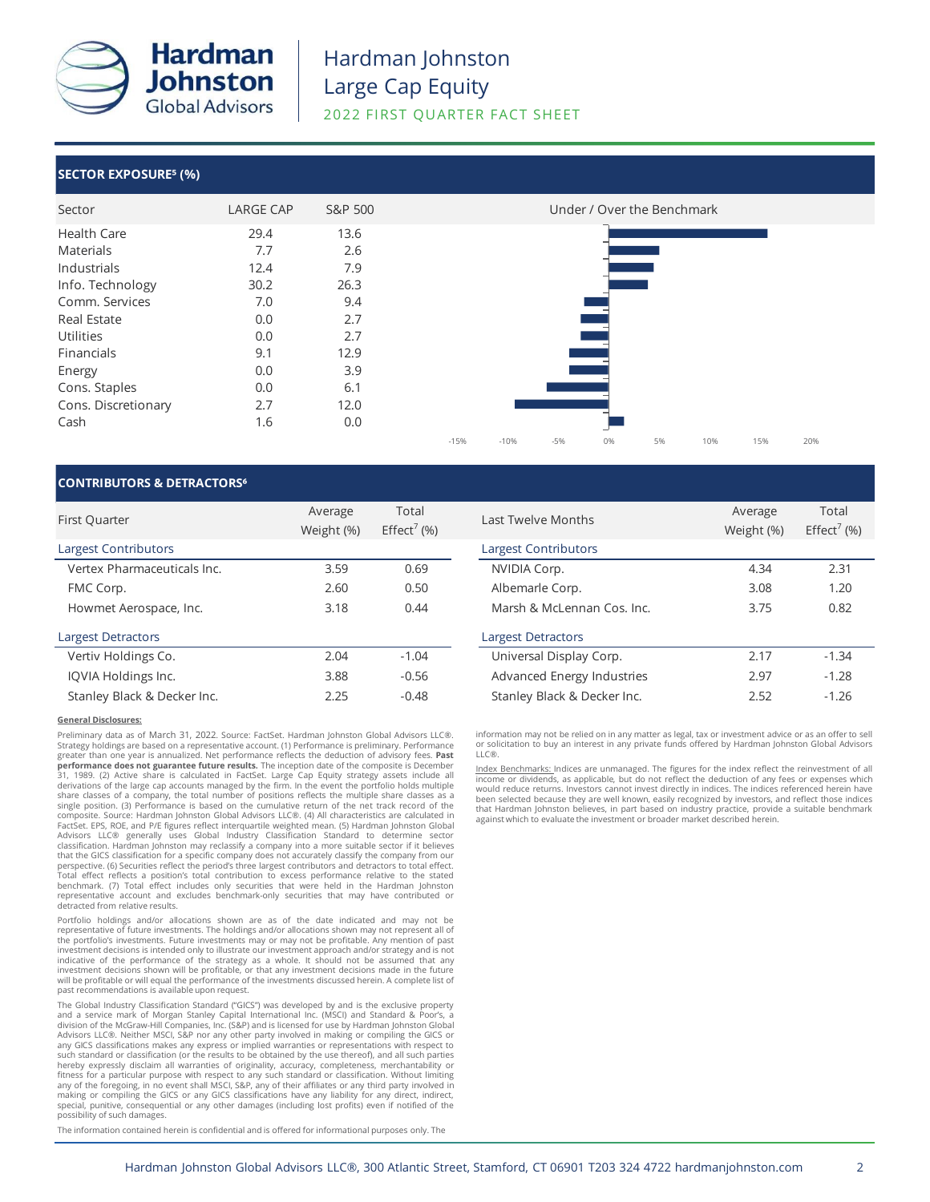## SECTOR EXPOSURE[5] (%)

| Sector | LARGE CAP | S&P 500 |
|---|---|---|
| Health Care | 29.4 | 13.6 |
| Materials | 7.7 | 2.6 |
| Industrials | 12.4 | 7.9 |
| Info. Technology | 30.2 | 26.3 |
| Comm. Services | 7.0 | 9.4 |
| Real Estate | 0.0 | 2.7 |
| Utilities | 0.0 | 2.7 |
| Financials | 9.1 | 12.9 |
| Energy | 0.0 | 3.9 |
| Cons. Staples | 0.0 | 6.1 |
| Cons. Discretionary | 2.7 | 12.0 |
| Cash | 1.6 | 0.0 |

Under / Over the Benchmark

-15% -10% -5% 0% 5% 10% 15% 20%

## CONTRIBUTORS & DETRACTORS[6]

| First Quarter | Average Weight (%) | Total Effect[7] (%) |
|---|---|---|
| **Largest Contributors** | | |
| Vertex Pharmaceuticals Inc. | 3.59 | 0.69 |
| FMC Corp. | 2.60 | 0.50 |
| Howmet Aerospace, Inc. | 3.18 | 0.44 |
| **Largest Detractors** | | |
| Vertiv Holdings Co. | 2.04 | -1.04 |
| IQVIA Holdings Inc. | 3.88 | -0.56 |
| Stanley Black & Decker Inc. | 2.25 | -0.48 |

| Last Twelve Months | Average Weight (%) | Total Effect[7] (%) |
|---|---|---|
| **Largest Contributors** | | |
| NVIDIA Corp. | 4.34 | 2.31 |
| Albemarle Corp. | 3.08 | 1.20 |
| Marsh & McLennan Cos. Inc. | 3.75 | 0.82 |
| **Largest Detractors** | | |
| Universal Display Corp. | 2.17 | -1.34 |
| Advanced Energy Industries | 2.97 | -1.28 |
| Stanley Black & Decker Inc. | 2.52 | -1.26 |

**General Disclosures:**

Preliminary data as of March 31, 2022. Source: FactSet. Hardman Johnston Global Advisors LLC®. Strategy holdings are based on a representative account. (1) Performance is preliminary. Performance greater than one year is annualized. Net performance reflects the deduction of advisory fees. **Past performance does not guarantee future results.** The inception date of the composite is December 31, 1989. (2) Active share is calculated in FactSet. Large Cap Equity strategy assets include all derivations of the large cap accounts managed by the firm. In the event the portfolio holds multiple share classes of a company, the total number of positions reflects the multiple share classes as a single position. (3) Performance is based on the cumulative return of the net track record of the composite. Source: Hardman Johnston Global Advisors LLC®. (4) All characteristics are calculated in FactSet. EPS, ROE, and P/E figures reflect interquartile weighted mean. (5) Hardman Johnston Global Advisors LLC® generally uses Global Industry Classification Standard to determine sector classification. Hardman Johnston may reclassify a company into a more suitable sector if it believes that the GICS classification for a specific company does not accurately classify the company from our perspective. (6) Securities reflect the period's three largest contributors and detractors to total effect. Total effect reflects a position's total contribution to excess performance relative to the stated benchmark. (7) Total effect includes only securities that were held in the Hardman Johnston representative account and excludes benchmark-only securities that may have contributed or detracted from relative results.

Portfolio holdings and/or allocations shown are as of the date indicated and may not be representative of future investments. The holdings and/or allocations shown may not represent all of the portfolio's investments. Future investments may or may not be profitable. Any mention of past investment decisions is intended only to illustrate our investment approach and/or strategy and is not indicative of the performance of the strategy as a whole. It should not be assumed that any investment decisions shown will be profitable, or that any investment decisions made in the future will be profitable or will equal the performance of the investments discussed herein. A complete list of past recommendations is available upon request.

The Global Industry Classification Standard ("GICS") was developed by and is the exclusive property and a service mark of Morgan Stanley Capital International Inc. (MSCI) and Standard & Poor's, a division of the McGraw-Hill Companies, Inc. (S&P) and is licensed for use by Hardman Johnston Global Advisors LLC®. Neither MSCI, S&P nor any other party involved in making or compiling the GICS or any GICS classifications makes any express or implied warranties or representations with respect to such standard or classification (or the results to be obtained by the use thereof), and all such parties hereby expressly disclaim all warranties of originality, accuracy, completeness, merchantability or fitness for a particular purpose with respect to any such standard or classification. Without limiting any of the foregoing, in no event shall MSCI, S&P, any of their affiliates or any third party involved in making or compiling the GICS or any GICS classifications have any liability for any direct, indirect, special, punitive, consequential or any other damages (including lost profits) even if notified of the possibility of such damages.

The information contained herein is confidential and is offered for informational purposes only. The information may not be relied on in any matter as legal, tax or investment advice or as an offer to sell or solicitation to buy an interest in any private funds offered by Hardman Johnston Global Advisors LLC®.

Index Benchmarks: Indices are unmanaged. The figures for the index reflect the reinvestment of all income or dividends, as applicable, but do not reflect the deduction of any fees or expenses which would reduce returns. Investors cannot invest directly in indices. The indices referenced herein have been selected because they are well known, easily recognized by investors, and reflect those indices that Hardman Johnston believes, in part based on industry practice, provide a suitable benchmark against which to evaluate the investment or broader market described herein.

Hardman Johnston Global Advisors LLC®, 300 Atlantic Street, Stamford, CT 06901 T203 324 4722 hardmanjohnston.com